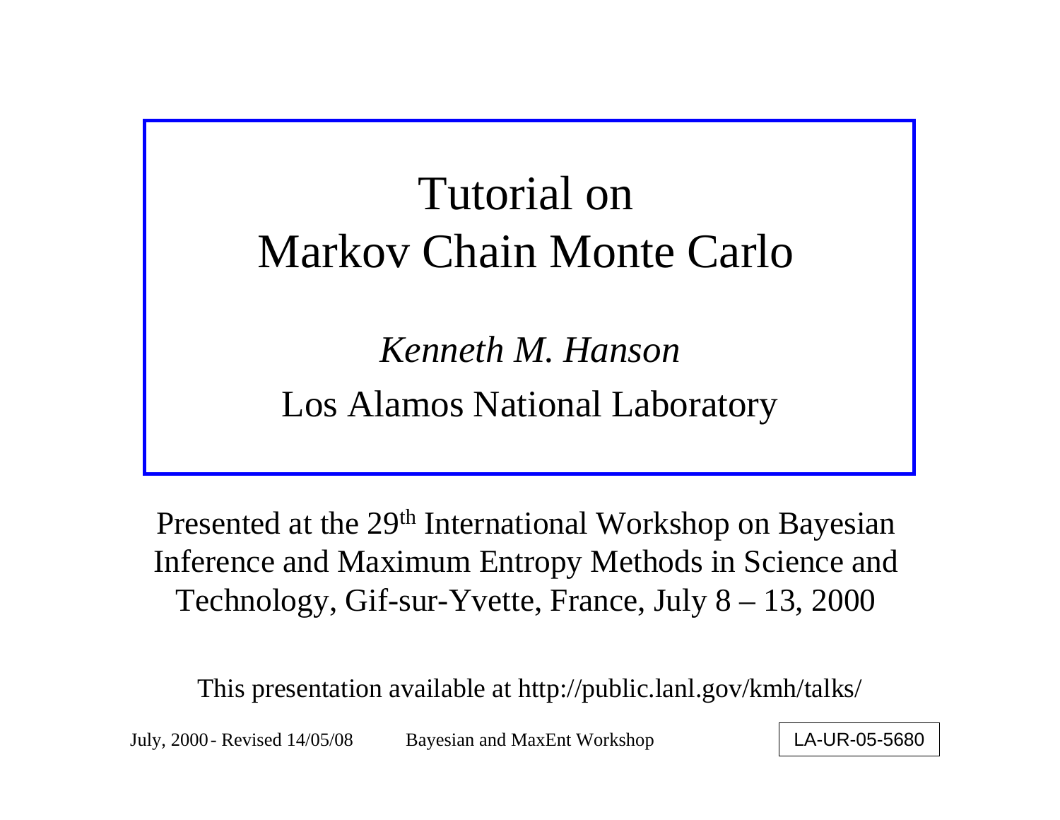# Tutorial on Markov Chain Monte Carlo

*Kenneth M. Hanson*

Los Alamos National Laboratory

Presented at the 29th International Workshop on Bayesian Inference and Maximum Entropy Methods in Science and Technology, Gif-sur-Yvette, France, July 8 – 13, 2000

This presentation available at http://public.lanl.gov/kmh/talks/

LA-UR-05-5680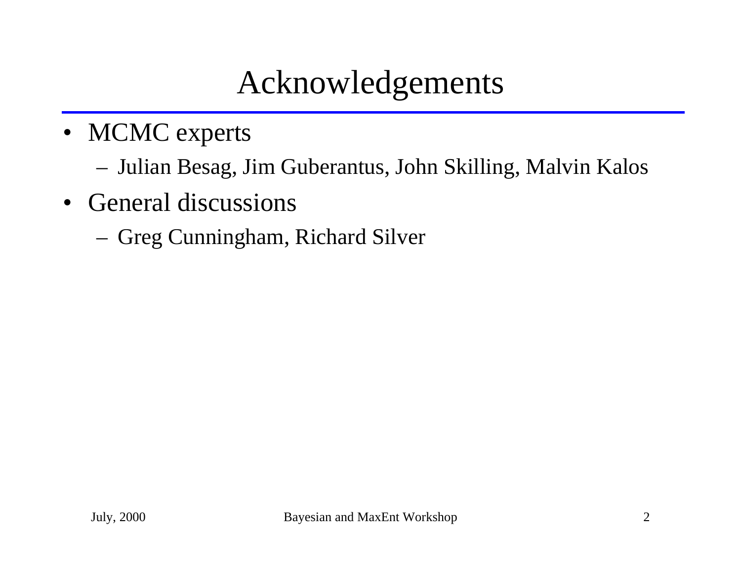# Acknowledgements

- MCMC experts
  - Julian Besag, Jim Guberantus, John Skilling, Malvin Kalos
- General discussions
  - Greg Cunningham, Richard Silver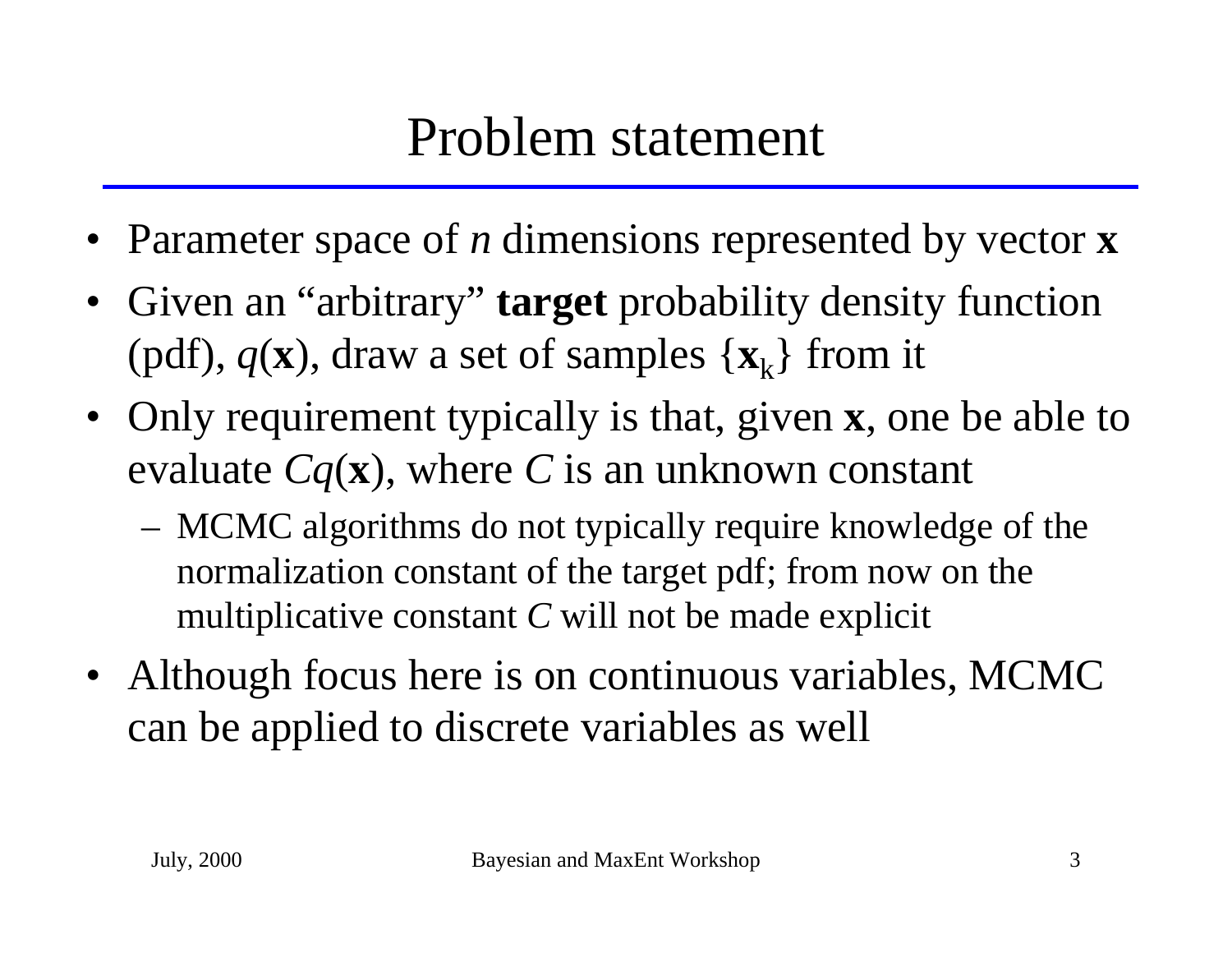# Problem statement

- Parameter space of $n$ dimensions represented by vector $\mathbf{x}$
- Given an "arbitrary" **target** probability density function (pdf), $q(\mathbf{x})$, draw a set of samples $\{\mathbf{x}_k\}$ from it
- Only requirement typically is that, given $\mathbf{x}$, one be able to evaluate $Cq(\mathbf{x})$, where $C$ is an unknown constant
  - MCMC algorithms do not typically require knowledge of the normalization constant of the target pdf; from now on the multiplicative constant $C$ will not be made explicit
- Although focus here is on continuous variables, MCMC can be applied to discrete variables as well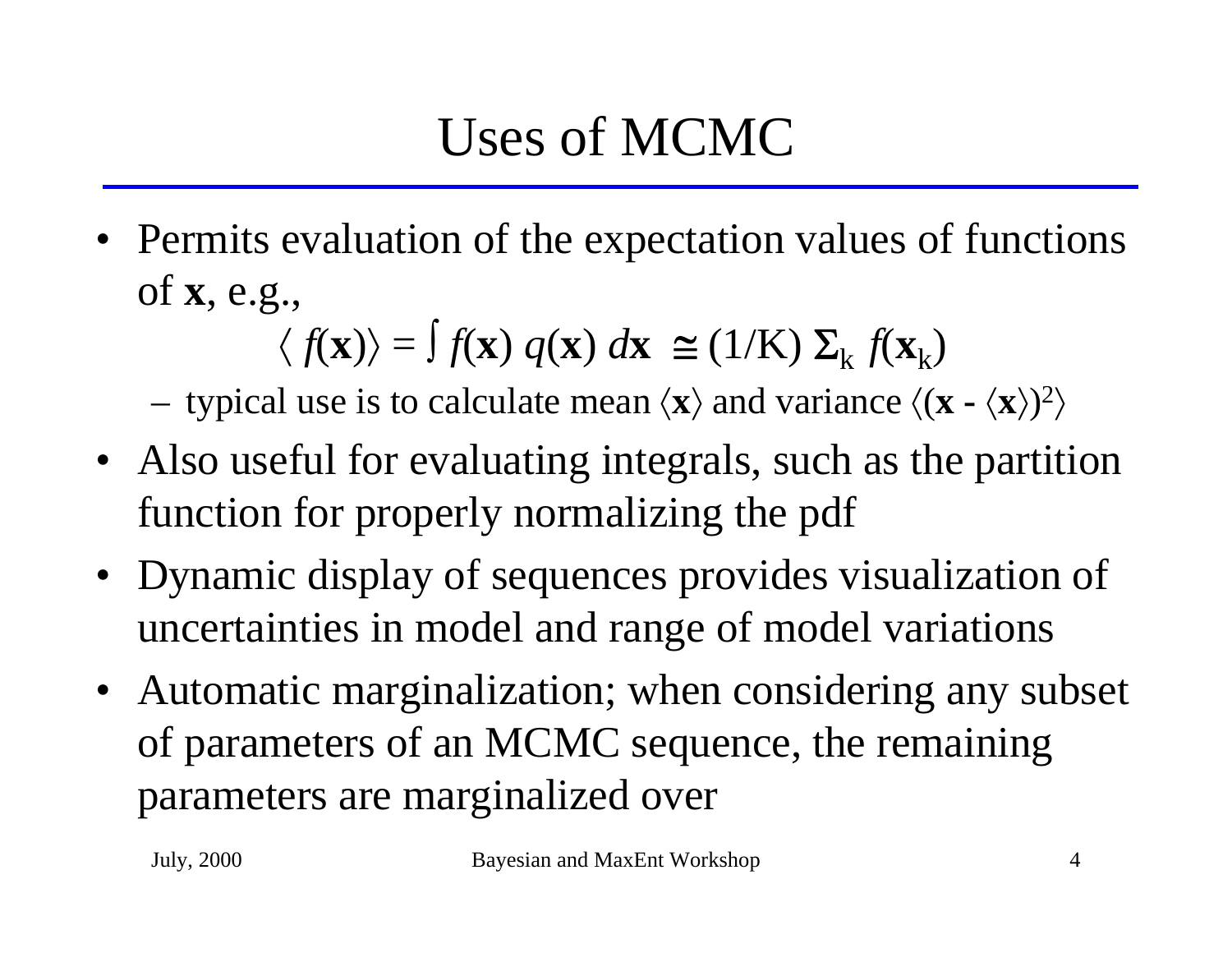# Uses of MCMC

- Permits evaluation of the expectation values of functions of $\mathbf{x}$, e.g.,

$$\langle f(\mathbf{x}) \rangle = \int f(\mathbf{x})\, q(\mathbf{x})\, d\mathbf{x} \;\cong (1/\mathrm{K})\, \Sigma_{\mathrm{k}}\, f(\mathbf{x}_{\mathrm{k}})$$

  - typical use is to calculate mean $\langle \mathbf{x} \rangle$ and variance $\langle (\mathbf{x} - \langle \mathbf{x} \rangle)^2 \rangle$
- Also useful for evaluating integrals, such as the partition function for properly normalizing the pdf
- Dynamic display of sequences provides visualization of uncertainties in model and range of model variations
- Automatic marginalization; when considering any subset of parameters of an MCMC sequence, the remaining parameters are marginalized over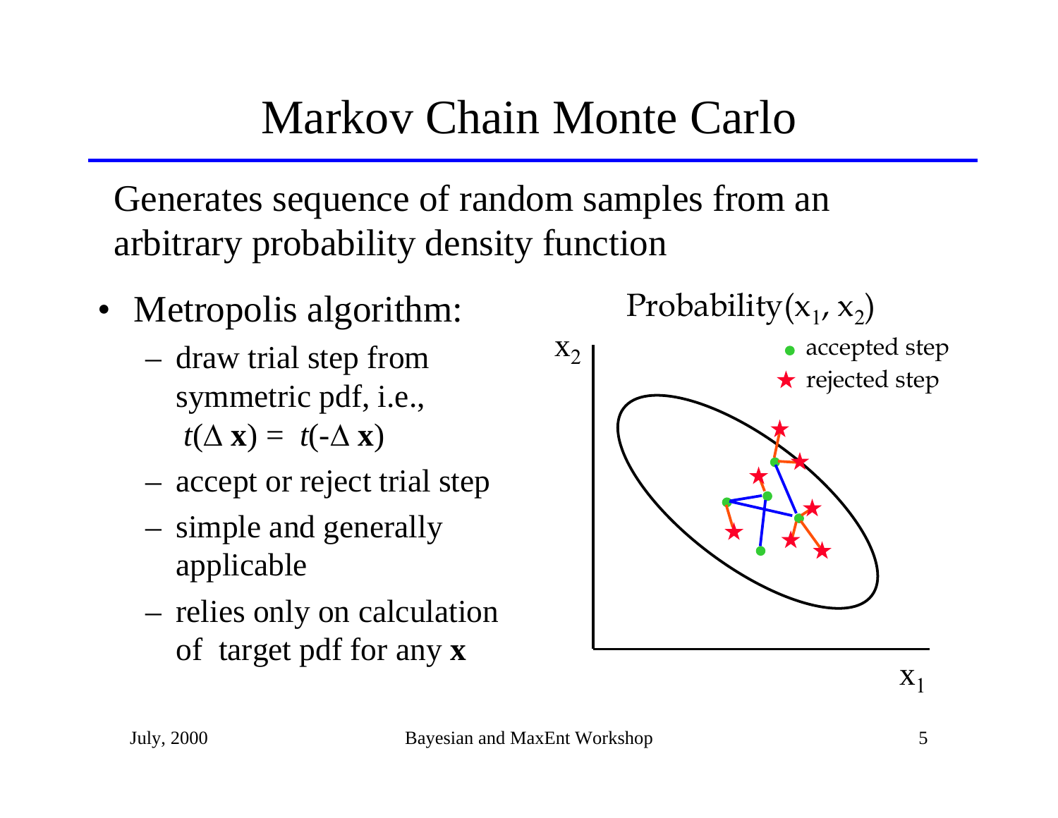# Markov Chain Monte Carlo

Generates sequence of random samples from an arbitrary probability density function

- Metropolis algorithm:
  - draw trial step from symmetric pdf, i.e., $t(\Delta \mathbf{x}) = t(-\Delta \mathbf{x})$
  - accept or reject trial step
  - simple and generally applicable
  - relies only on calculation of target pdf for any $\mathbf{x}$

Probability$(x_1, x_2)$

- accepted step
- rejected step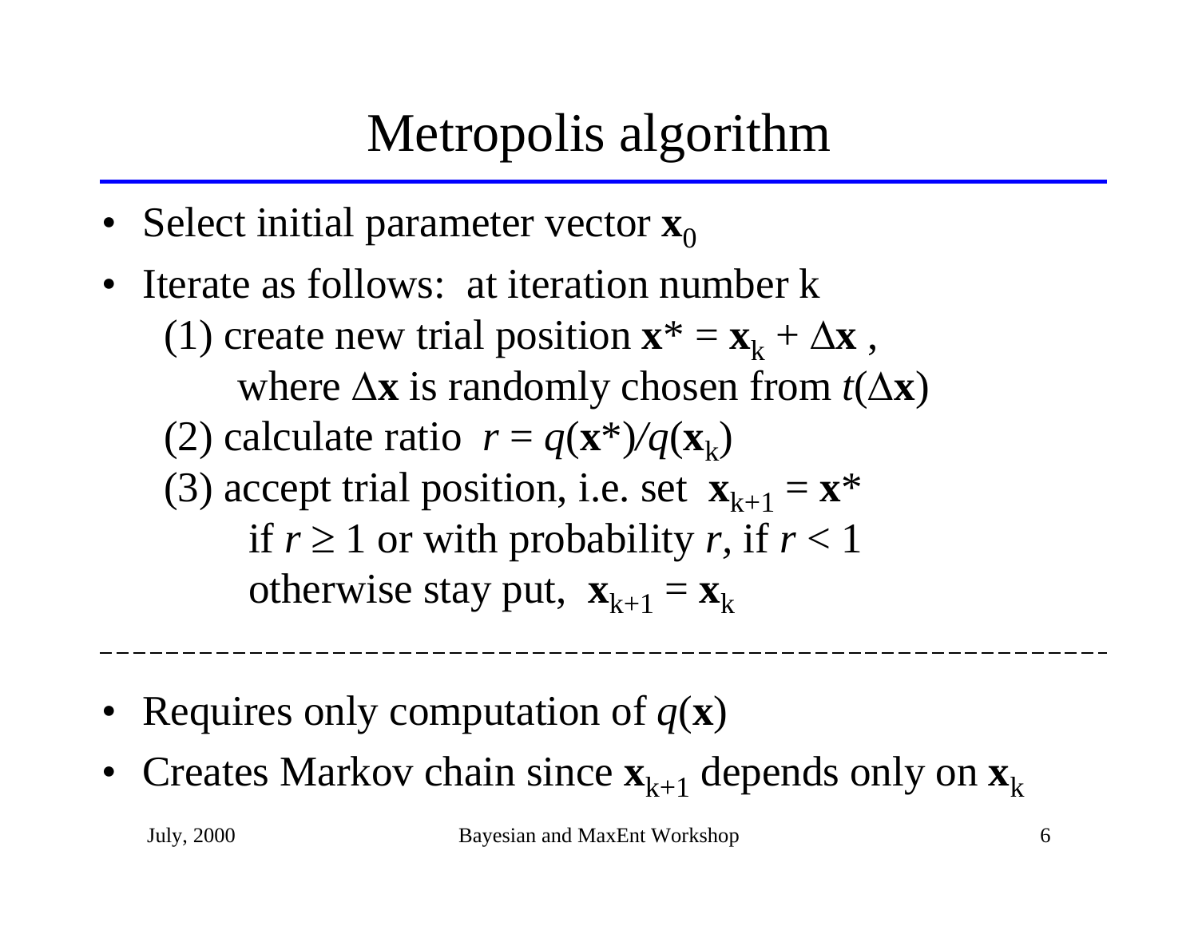# Metropolis algorithm

- Select initial parameter vector $\mathbf{x}_0$
- Iterate as follows: at iteration number k
  - (1) create new trial position $\mathbf{x}^* = \mathbf{x}_k + \Delta\mathbf{x}$ , where $\Delta\mathbf{x}$ is randomly chosen from $t(\Delta\mathbf{x})$
  - (2) calculate ratio $r = q(\mathbf{x}^*)/q(\mathbf{x}_k)$
  - (3) accept trial position, i.e. set $\mathbf{x}_{k+1} = \mathbf{x}^*$ if $r \geq 1$ or with probability $r$, if $r < 1$ otherwise stay put, $\mathbf{x}_{k+1} = \mathbf{x}_k$

---

- Requires only computation of $q(\mathbf{x})$
- Creates Markov chain since $\mathbf{x}_{k+1}$ depends only on $\mathbf{x}_k$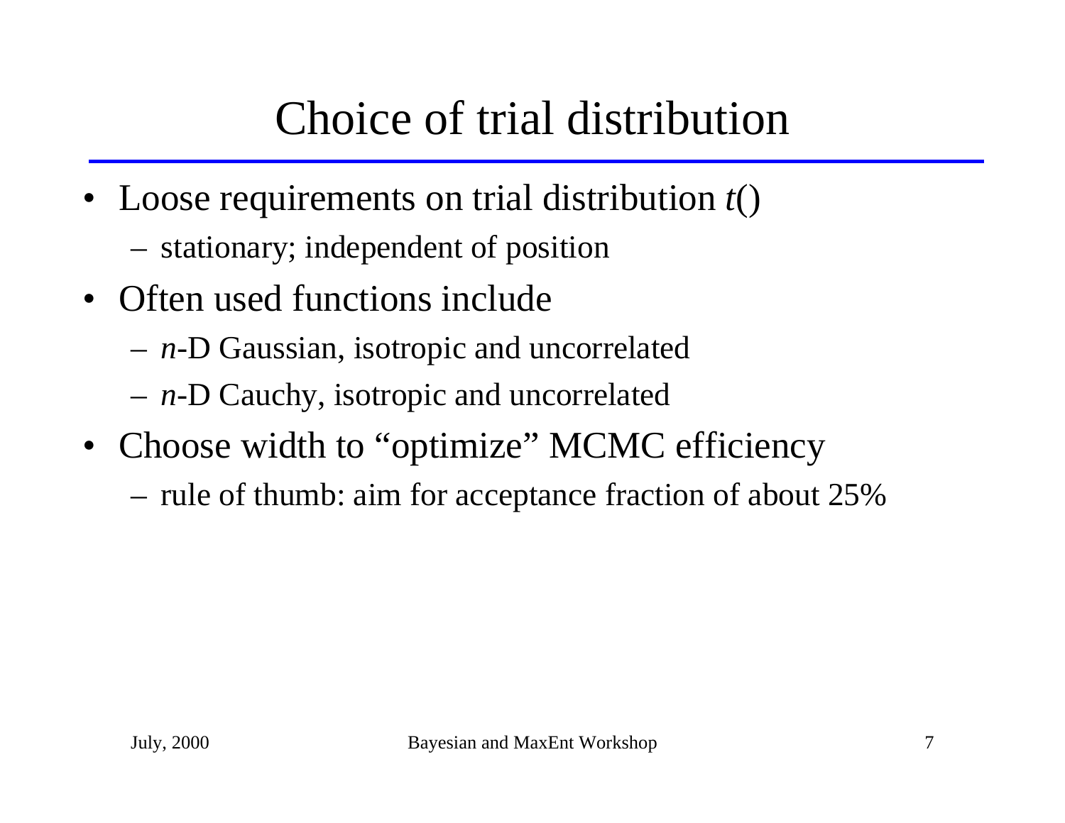# Choice of trial distribution

- Loose requirements on trial distribution $t()$
  - stationary; independent of position
- Often used functions include
  - $n$-D Gaussian, isotropic and uncorrelated
  - $n$-D Cauchy, isotropic and uncorrelated
- Choose width to "optimize" MCMC efficiency
  - rule of thumb: aim for acceptance fraction of about 25%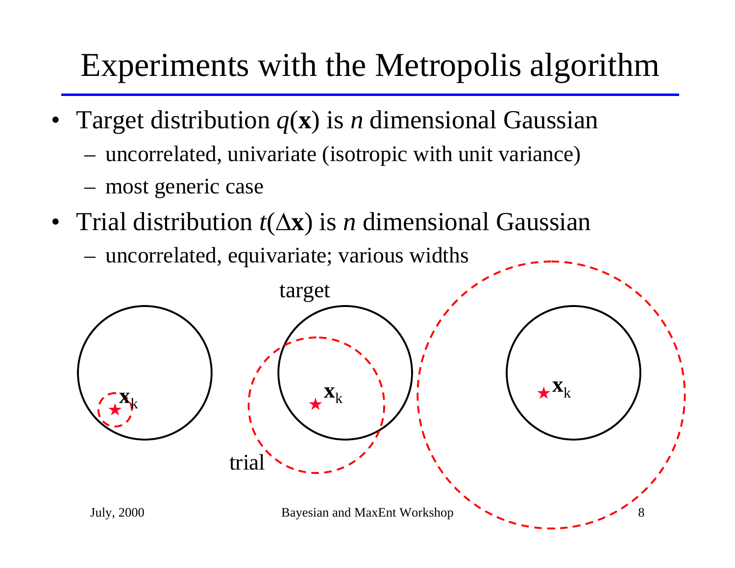# Experiments with the Metropolis algorithm

- Target distribution $q(\mathbf{x})$ is $n$ dimensional Gaussian
  - uncorrelated, univariate (isotropic with unit variance)
  - most generic case
- Trial distribution $t(\Delta\mathbf{x})$ is $n$ dimensional Gaussian
  - uncorrelated, equivariate; various widths

target

$\mathbf{x}_k$

trial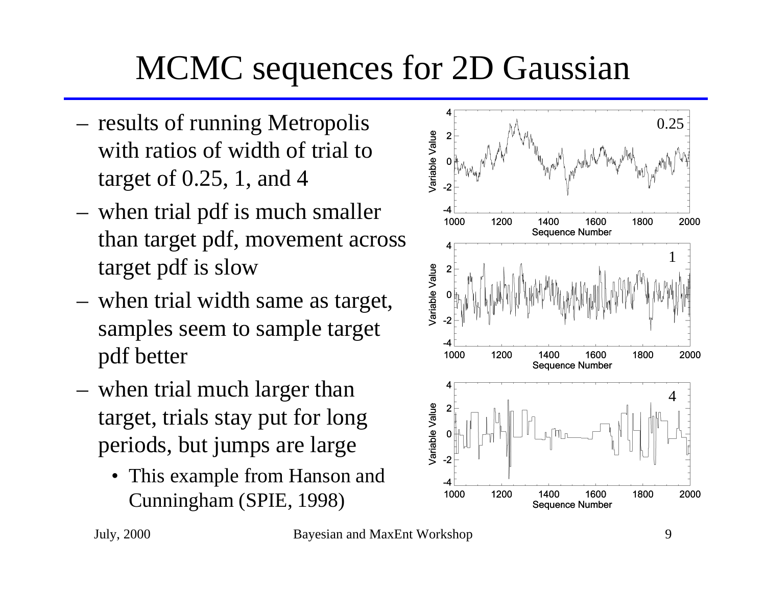# MCMC sequences for 2D Gaussian

- results of running Metropolis with ratios of width of trial to target of 0.25, 1, and 4
- when trial pdf is much smaller than target pdf, movement across target pdf is slow
- when trial width same as target, samples seem to sample target pdf better
- when trial much larger than target, trials stay put for long periods, but jumps are large
  - This example from Hanson and Cunningham (SPIE, 1998)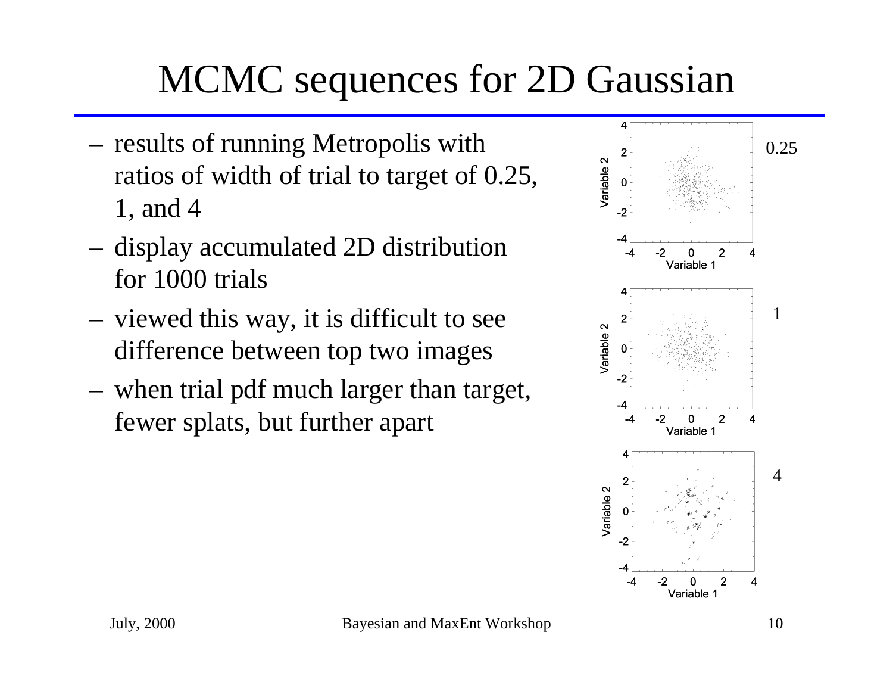# MCMC sequences for 2D Gaussian

- results of running Metropolis with ratios of width of trial to target of 0.25, 1, and 4
- display accumulated 2D distribution for 1000 trials
- viewed this way, it is difficult to see difference between top two images
- when trial pdf much larger than target, fewer splats, but further apart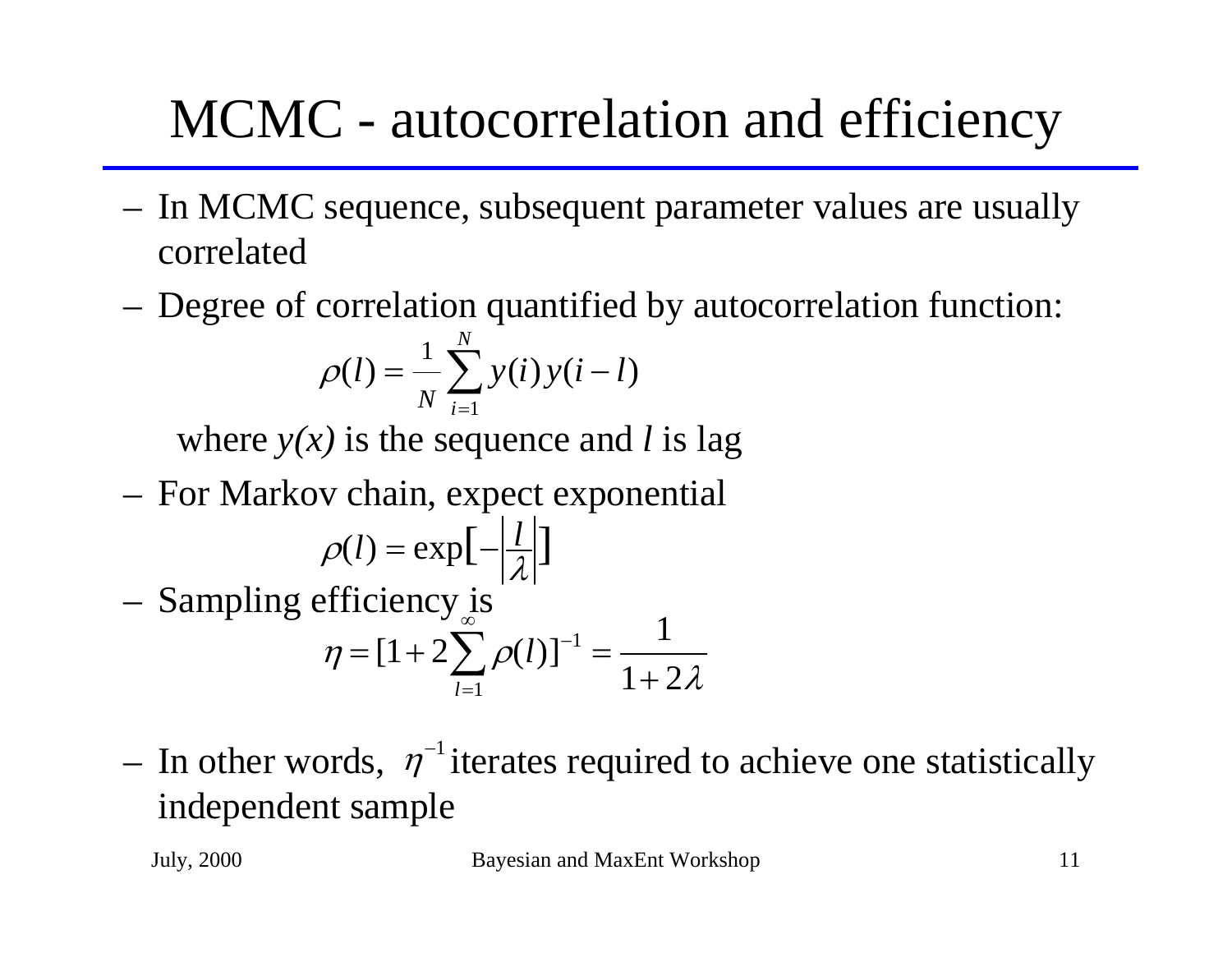# MCMC - autocorrelation and efficiency

- In MCMC sequence, subsequent parameter values are usually correlated
- Degree of correlation quantified by autocorrelation function:

$$\rho(l) = \frac{1}{N} \sum_{i=1}^{N} y(i)\, y(i-l)$$

  where $y(x)$ is the sequence and $l$ is lag

- For Markov chain, expect exponential

$$\rho(l) = \exp\left[-\left|\frac{l}{\lambda}\right|\right]$$

- Sampling efficiency is

$$\eta = [1 + 2\sum_{l=1}^{\infty} \rho(l)]^{-1} = \frac{1}{1 + 2\lambda}$$

- In other words, $\eta^{-1}$ iterates required to achieve one statistically independent sample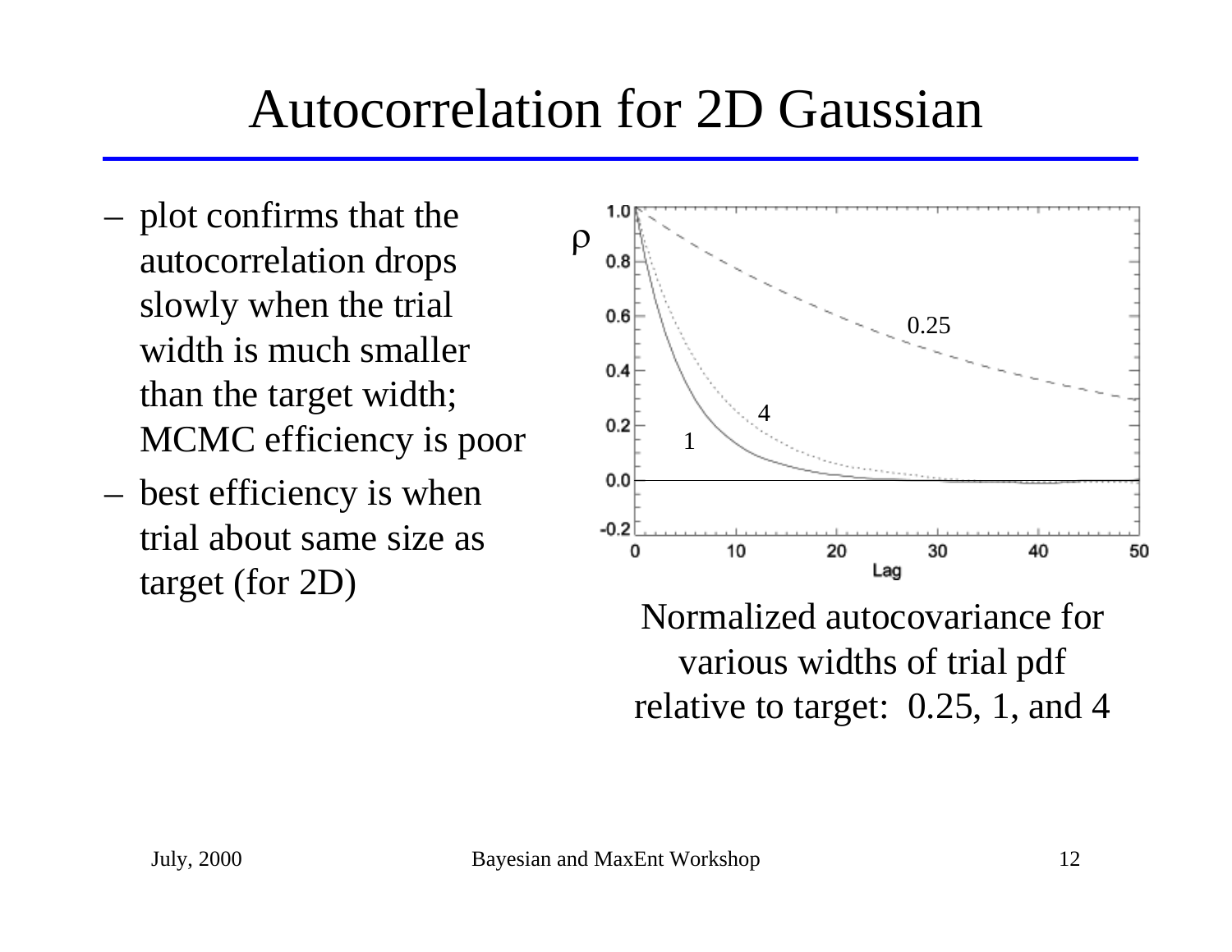# Autocorrelation for 2D Gaussian

- plot confirms that the autocorrelation drops slowly when the trial width is much smaller than the target width; MCMC efficiency is poor
- best efficiency is when trial about same size as target (for 2D)

Normalized autocovariance for various widths of trial pdf relative to target: 0.25, 1, and 4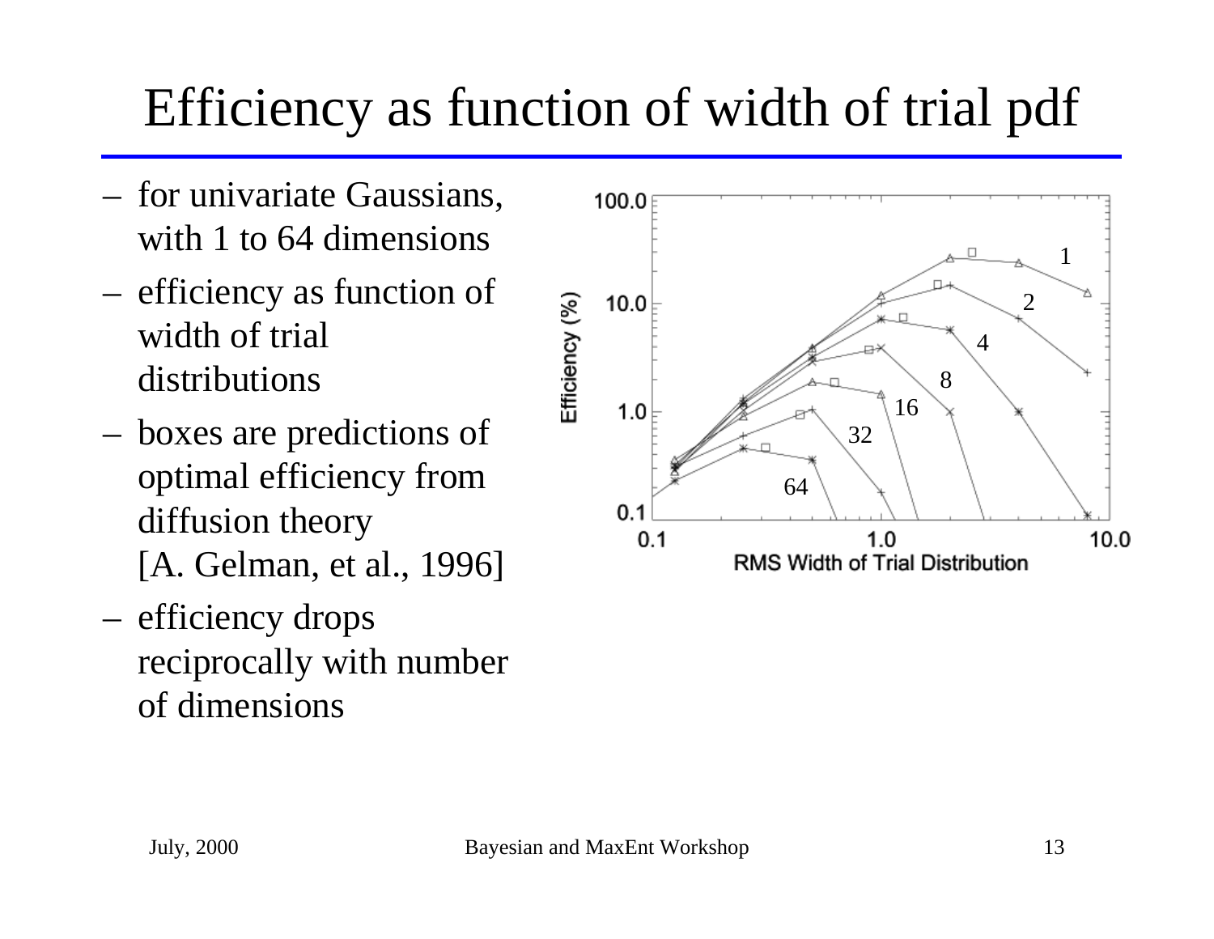# Efficiency as function of width of trial pdf

- for univariate Gaussians, with 1 to 64 dimensions
- efficiency as function of width of trial distributions
- boxes are predictions of optimal efficiency from diffusion theory [A. Gelman, et al., 1996]
- efficiency drops reciprocally with number of dimensions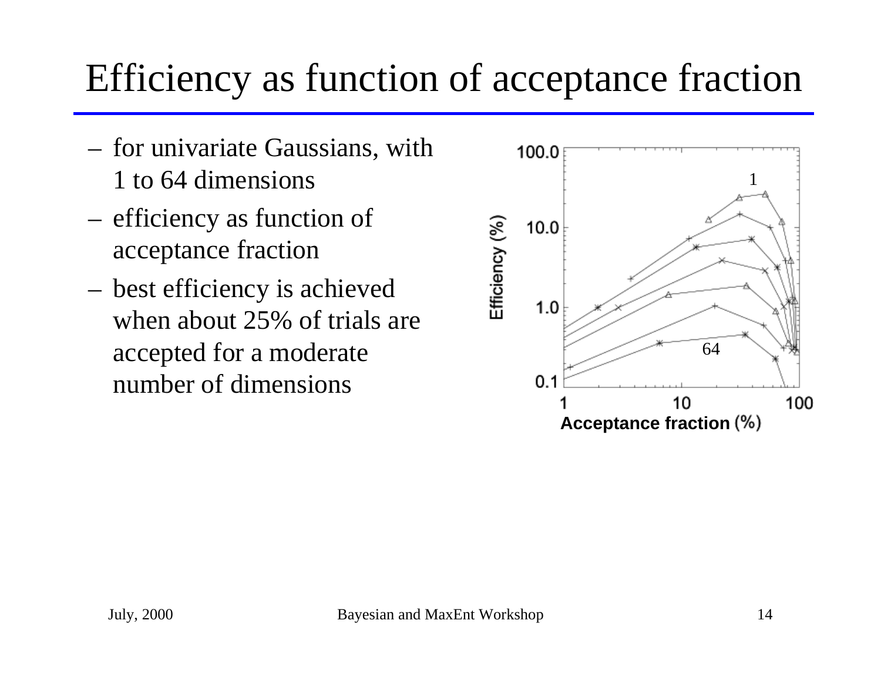# Efficiency as function of acceptance fraction

- for univariate Gaussians, with 1 to 64 dimensions
- efficiency as function of acceptance fraction
- best efficiency is achieved when about 25% of trials are accepted for a moderate number of dimensions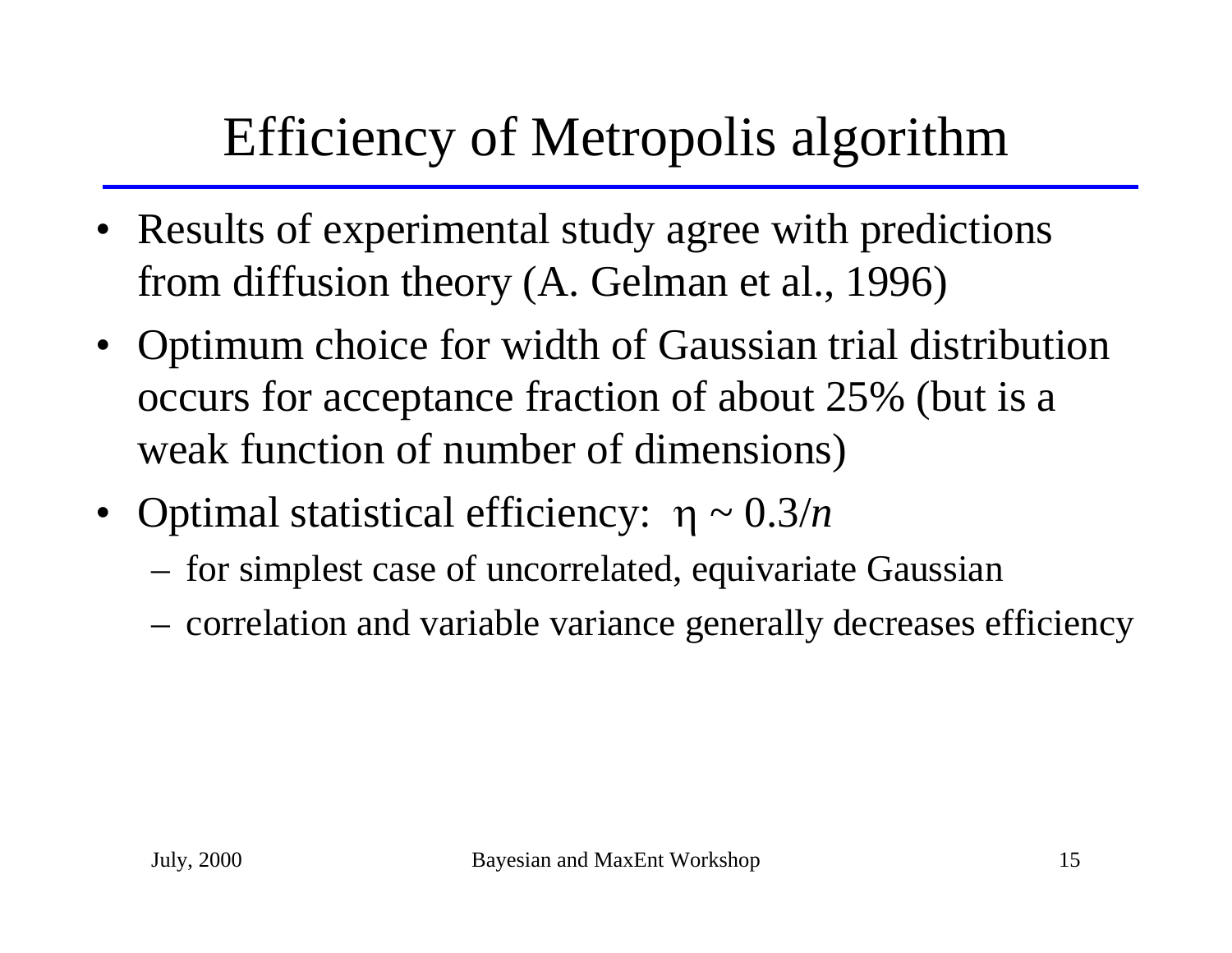# Efficiency of Metropolis algorithm

- Results of experimental study agree with predictions from diffusion theory (A. Gelman et al., 1996)
- Optimum choice for width of Gaussian trial distribution occurs for acceptance fraction of about 25% (but is a weak function of number of dimensions)
- Optimal statistical efficiency: $\eta \sim 0.3/n$
  - for simplest case of uncorrelated, equivariate Gaussian
  - correlation and variable variance generally decreases efficiency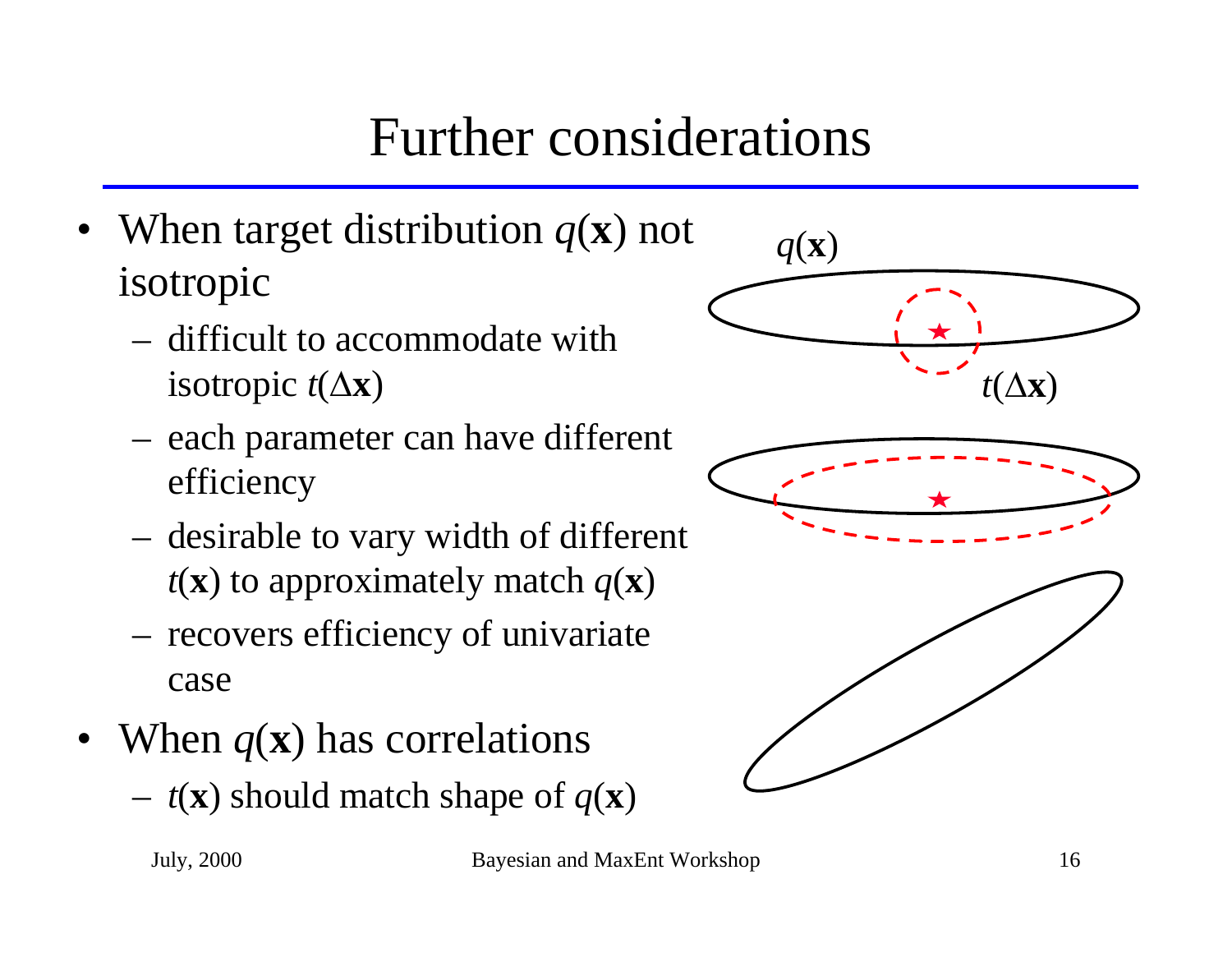# Further considerations

- When target distribution $q(\mathbf{x})$ not isotropic
  - difficult to accommodate with isotropic $t(\Delta\mathbf{x})$
  - each parameter can have different efficiency
  - desirable to vary width of different $t(\mathbf{x})$ to approximately match $q(\mathbf{x})$
  - recovers efficiency of univariate case
- When $q(\mathbf{x})$ has correlations
  - $t(\mathbf{x})$ should match shape of $q(\mathbf{x})$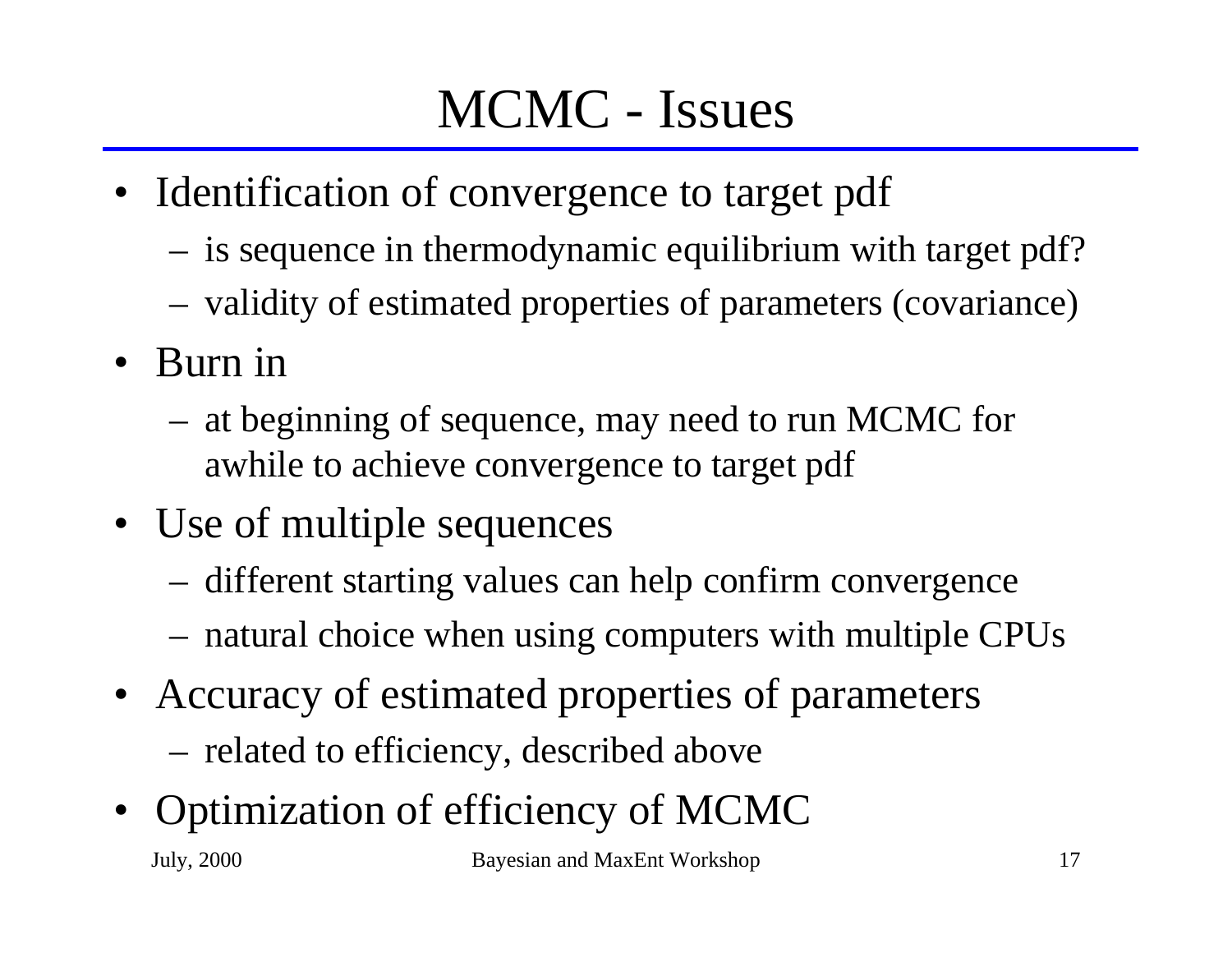# MCMC - Issues

- Identification of convergence to target pdf
  - is sequence in thermodynamic equilibrium with target pdf?
  - validity of estimated properties of parameters (covariance)
- Burn in
  - at beginning of sequence, may need to run MCMC for awhile to achieve convergence to target pdf
- Use of multiple sequences
  - different starting values can help confirm convergence
  - natural choice when using computers with multiple CPUs
- Accuracy of estimated properties of parameters
  - related to efficiency, described above
- Optimization of efficiency of MCMC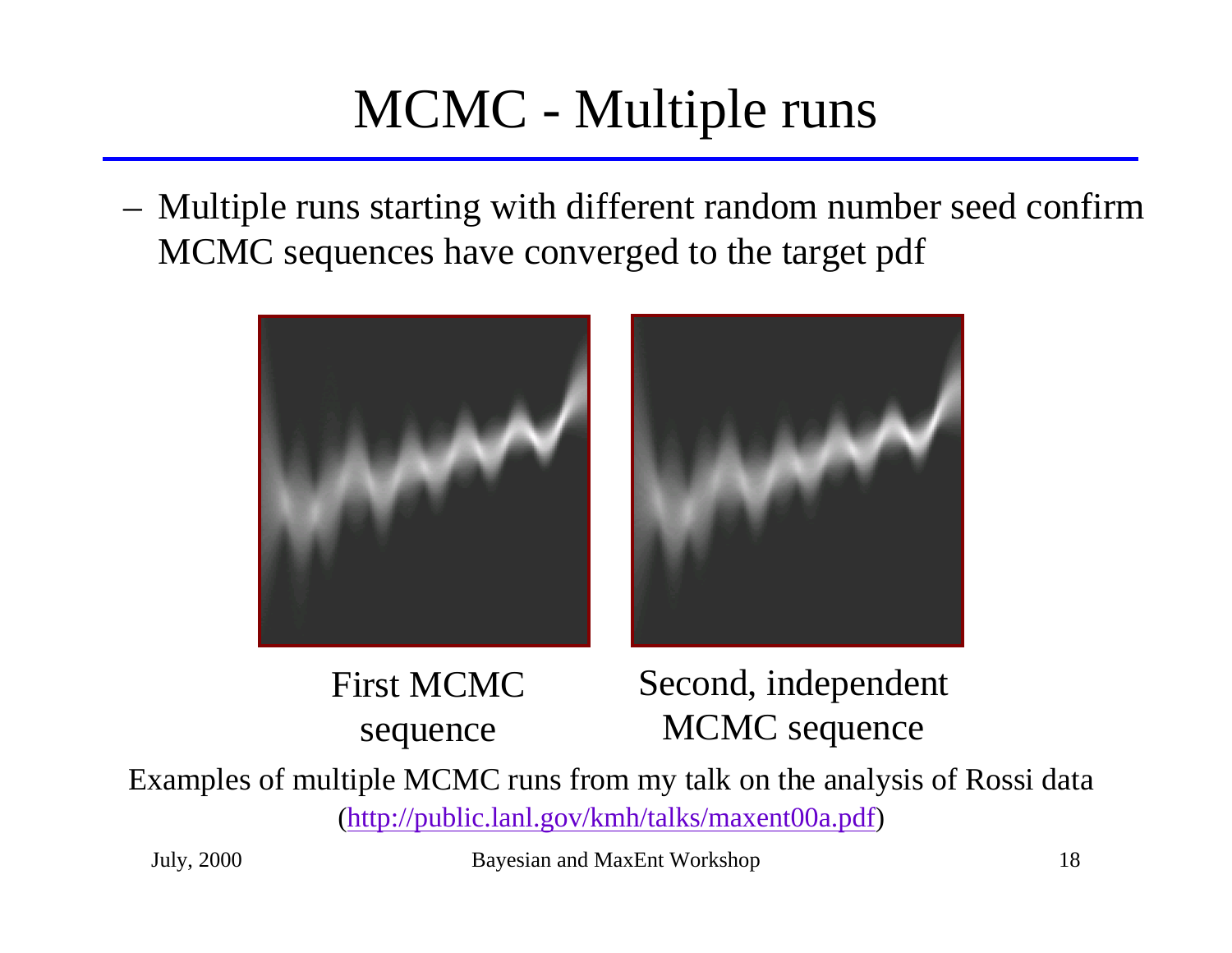# MCMC - Multiple runs

- Multiple runs starting with different random number seed confirm MCMC sequences have converged to the target pdf

First MCMC sequence

Second, independent MCMC sequence

Examples of multiple MCMC runs from my talk on the analysis of Rossi data (http://public.lanl.gov/kmh/talks/maxent00a.pdf)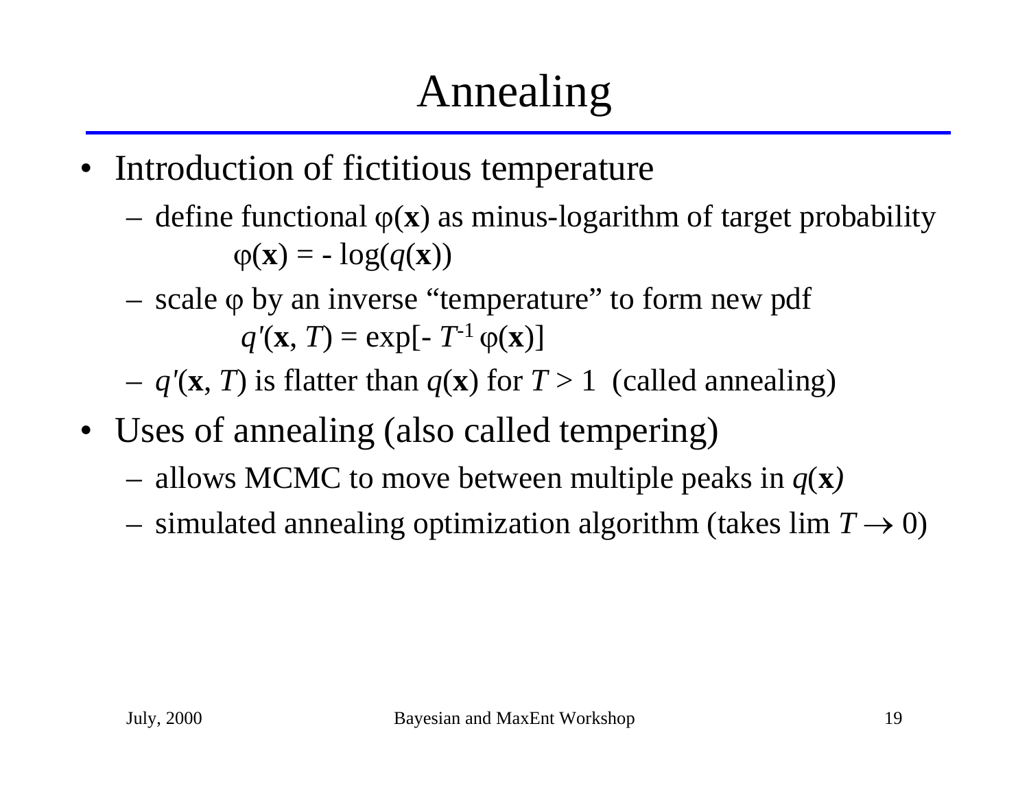# Annealing

- Introduction of fictitious temperature
  - define functional $\varphi(\mathbf{x})$ as minus-logarithm of target probability

    $$\varphi(\mathbf{x}) = -\log(q(\mathbf{x}))$$

  - scale $\varphi$ by an inverse "temperature" to form new pdf

    $$q'(\mathbf{x}, T) = \exp[-T^{-1}\varphi(\mathbf{x})]$$

  - $q'(\mathbf{x}, T)$ is flatter than $q(\mathbf{x})$ for $T > 1$ (called annealing)
- Uses of annealing (also called tempering)
  - allows MCMC to move between multiple peaks in $q(\mathbf{x})$
  - simulated annealing optimization algorithm (takes $\lim T \to 0$)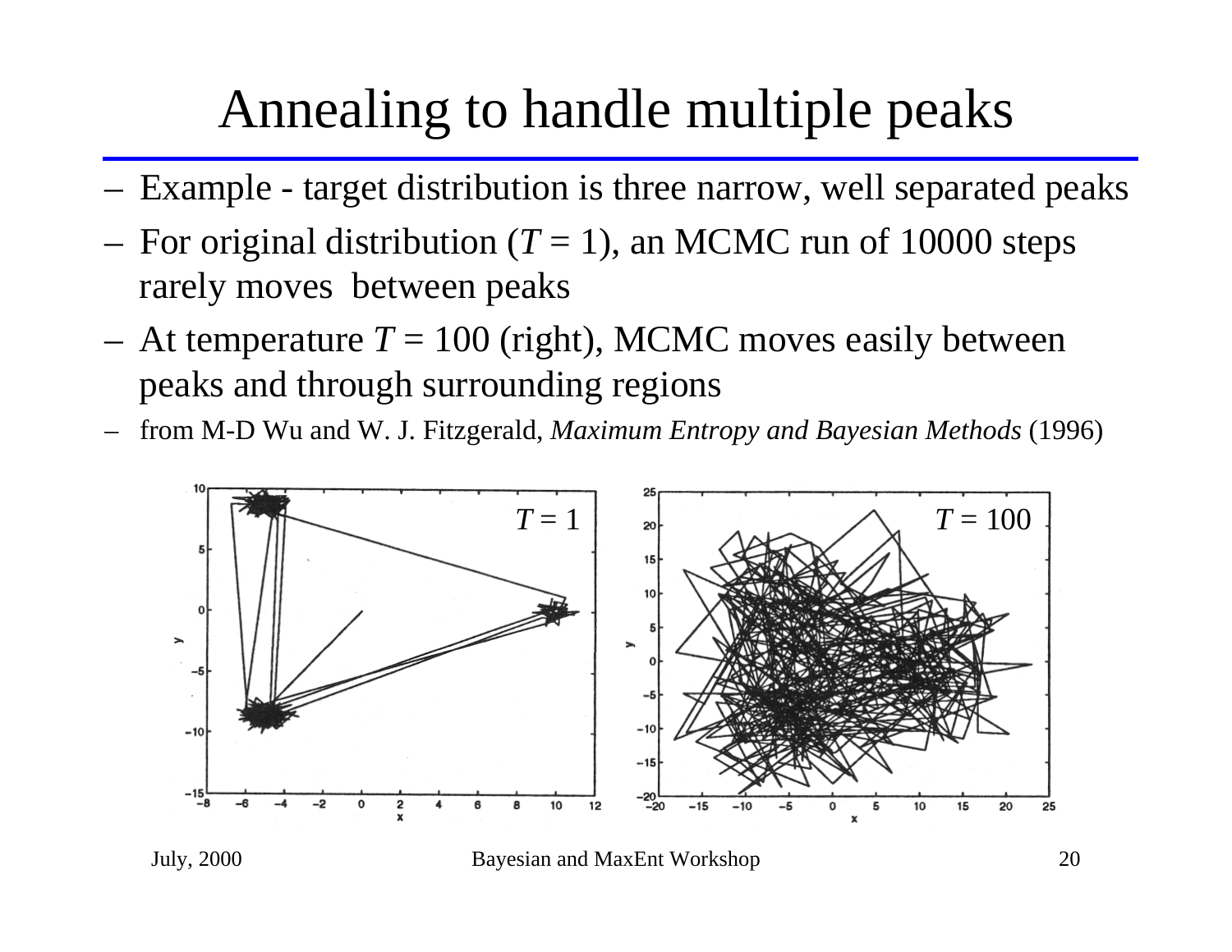# Annealing to handle multiple peaks

- Example - target distribution is three narrow, well separated peaks
- For original distribution ($T = 1$), an MCMC run of 10000 steps rarely moves between peaks
- At temperature $T = 100$ (right), MCMC moves easily between peaks and through surrounding regions
- from M-D Wu and W. J. Fitzgerald, *Maximum Entropy and Bayesian Methods* (1996)

$T = 1$

$T = 100$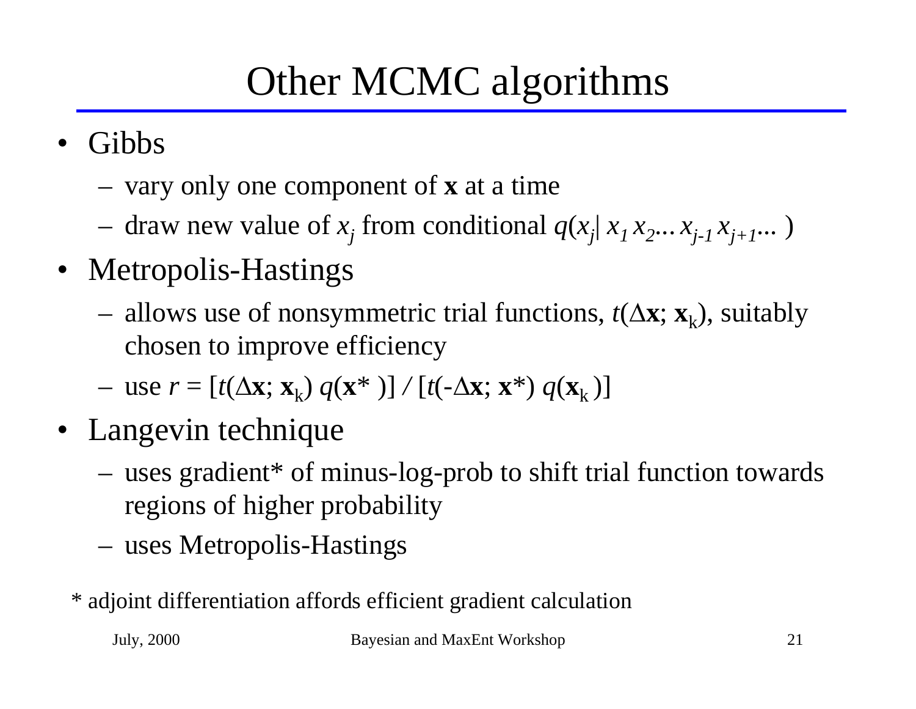# Other MCMC algorithms

- Gibbs
  - vary only one component of $\mathbf{x}$ at a time
  - draw new value of $x_j$ from conditional $q(x_j| \, x_1 \, x_2 ... \, x_{j-1} \, x_{j+1} ... )$
- Metropolis-Hastings
  - allows use of nonsymmetric trial functions, $t(\Delta\mathbf{x}; \, \mathbf{x}_k)$, suitably chosen to improve efficiency
  - use $r = [t(\Delta\mathbf{x}; \, \mathbf{x}_k) \, q(\mathbf{x}^*)] \, / \, [t(-\Delta\mathbf{x}; \, \mathbf{x}^*) \, q(\mathbf{x}_k)]$
- Langevin technique
  - uses gradient* of minus-log-prob to shift trial function towards regions of higher probability
  - uses Metropolis-Hastings

\* adjoint differentiation affords efficient gradient calculation

July, 2000 — Bayesian and MaxEnt Workshop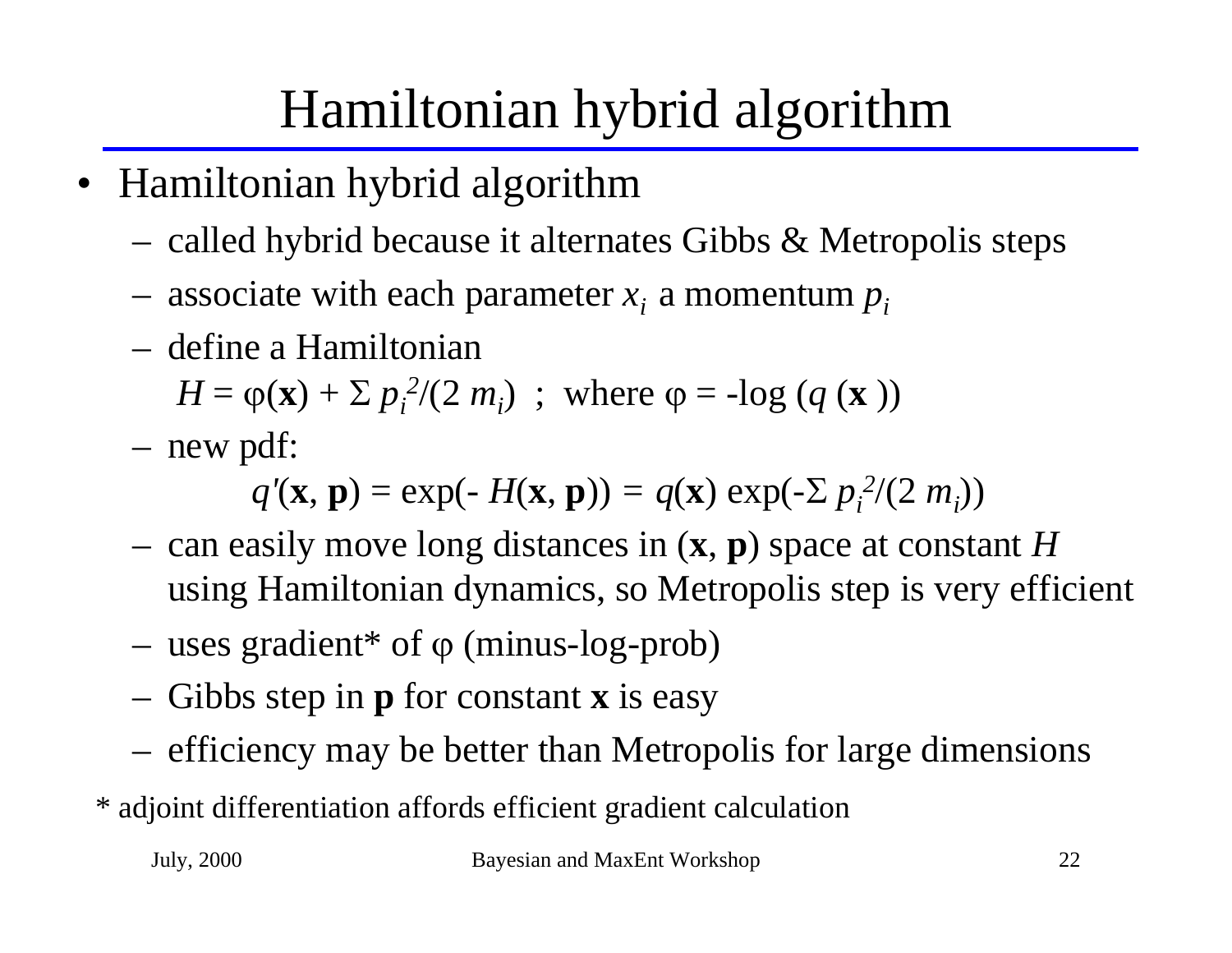# Hamiltonian hybrid algorithm

- Hamiltonian hybrid algorithm
  - called hybrid because it alternates Gibbs & Metropolis steps
  - associate with each parameter $x_i$ a momentum $p_i$
  - define a Hamiltonian

    $H = \varphi(\mathbf{x}) + \Sigma\, p_i^2/(2\, m_i)$ ; where $\varphi = -\log\,(q\,(\mathbf{x}\,))$
  - new pdf:

    $$q'(\mathbf{x}, \mathbf{p}) = \exp(-\,H(\mathbf{x}, \mathbf{p})) = q(\mathbf{x})\,\exp(-\Sigma\, p_i^2/(2\, m_i))$$
  - can easily move long distances in ($\mathbf{x}$, $\mathbf{p}$) space at constant $H$ using Hamiltonian dynamics, so Metropolis step is very efficient
  - uses gradient* of $\varphi$ (minus-log-prob)
  - Gibbs step in $\mathbf{p}$ for constant $\mathbf{x}$ is easy
  - efficiency may be better than Metropolis for large dimensions

\* adjoint differentiation affords efficient gradient calculation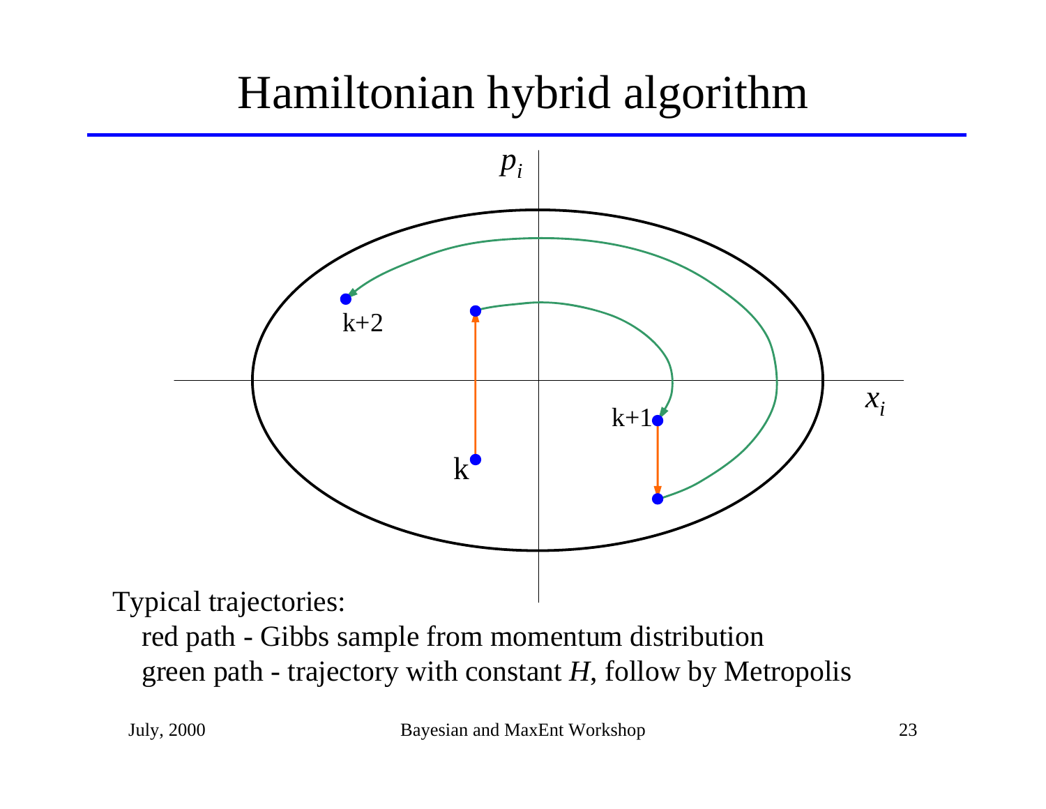# Hamiltonian hybrid algorithm

Typical trajectories:

red path - Gibbs sample from momentum distribution

green path - trajectory with constant $H$, follow by Metropolis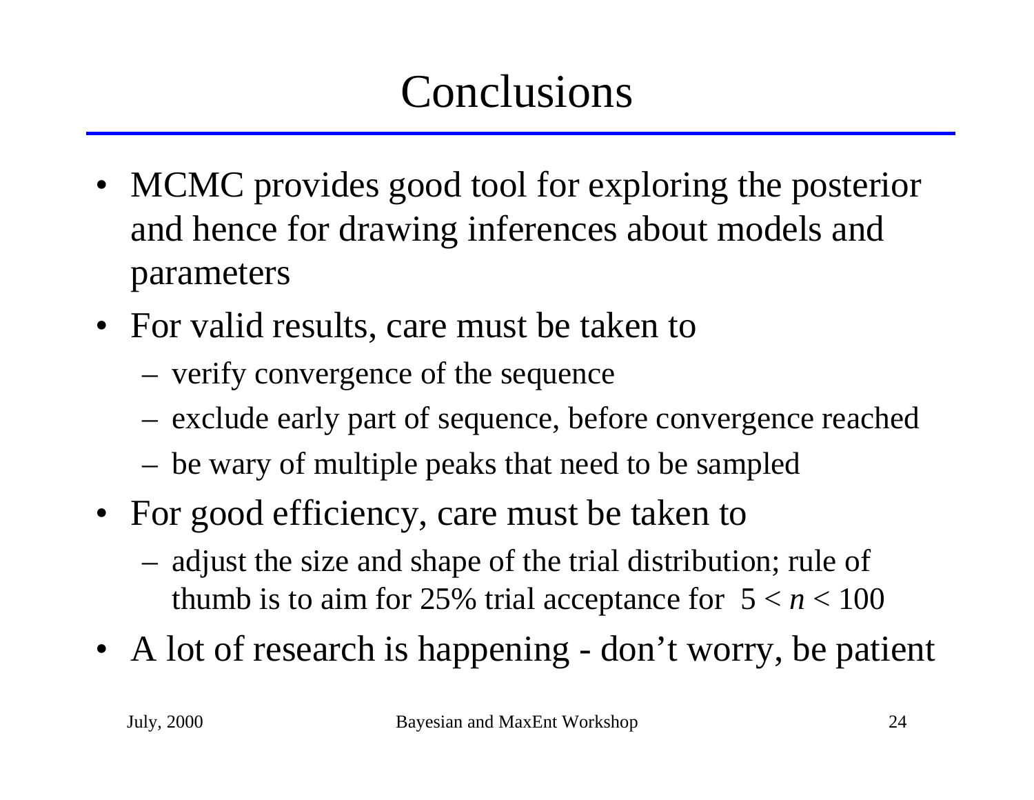# Conclusions

- MCMC provides good tool for exploring the posterior and hence for drawing inferences about models and parameters
- For valid results, care must be taken to
  - verify convergence of the sequence
  - exclude early part of sequence, before convergence reached
  - be wary of multiple peaks that need to be sampled
- For good efficiency, care must be taken to
  - adjust the size and shape of the trial distribution; rule of thumb is to aim for 25% trial acceptance for $5 < n < 100$
- A lot of research is happening - don't worry, be patient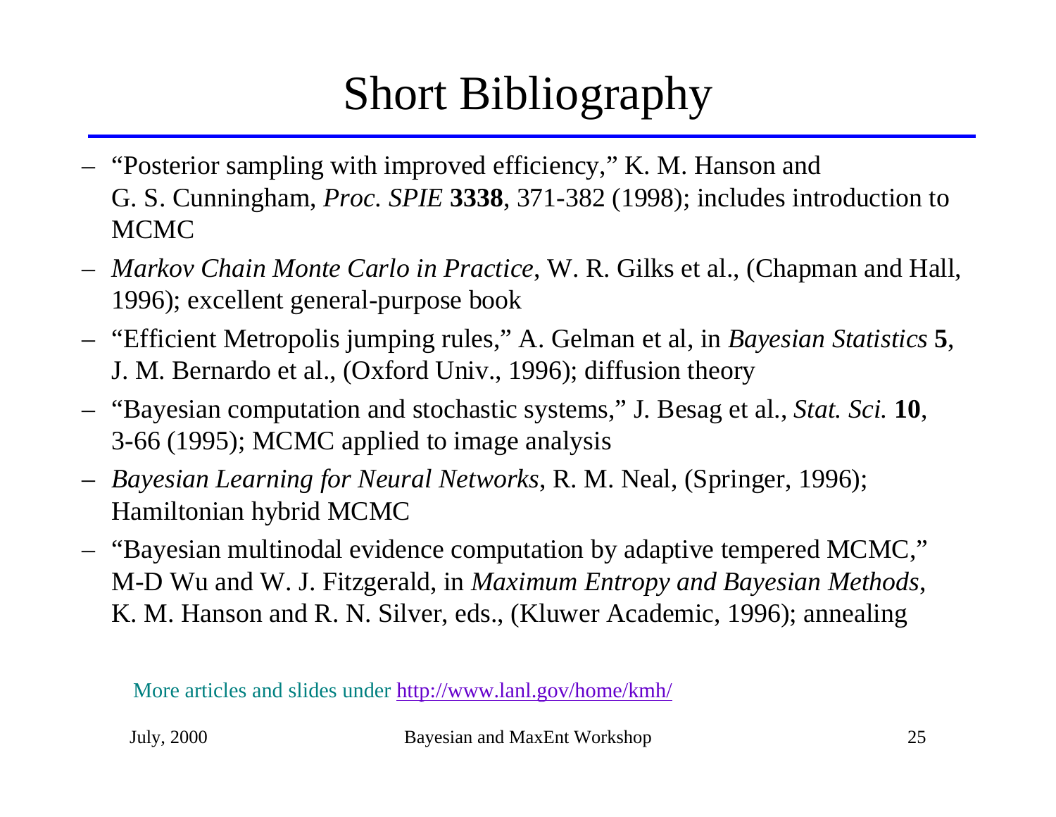# Short Bibliography

- "Posterior sampling with improved efficiency," K. M. Hanson and G. S. Cunningham, *Proc. SPIE* **3338**, 371-382 (1998); includes introduction to MCMC
- *Markov Chain Monte Carlo in Practice*, W. R. Gilks et al., (Chapman and Hall, 1996); excellent general-purpose book
- "Efficient Metropolis jumping rules," A. Gelman et al, in *Bayesian Statistics* **5**, J. M. Bernardo et al., (Oxford Univ., 1996); diffusion theory
- "Bayesian computation and stochastic systems," J. Besag et al., *Stat. Sci.* **10**, 3-66 (1995); MCMC applied to image analysis
- *Bayesian Learning for Neural Networks*, R. M. Neal, (Springer, 1996); Hamiltonian hybrid MCMC
- "Bayesian multinodal evidence computation by adaptive tempered MCMC," M-D Wu and W. J. Fitzgerald, in *Maximum Entropy and Bayesian Methods*, K. M. Hanson and R. N. Silver, eds., (Kluwer Academic, 1996); annealing

More articles and slides under http://www.lanl.gov/home/kmh/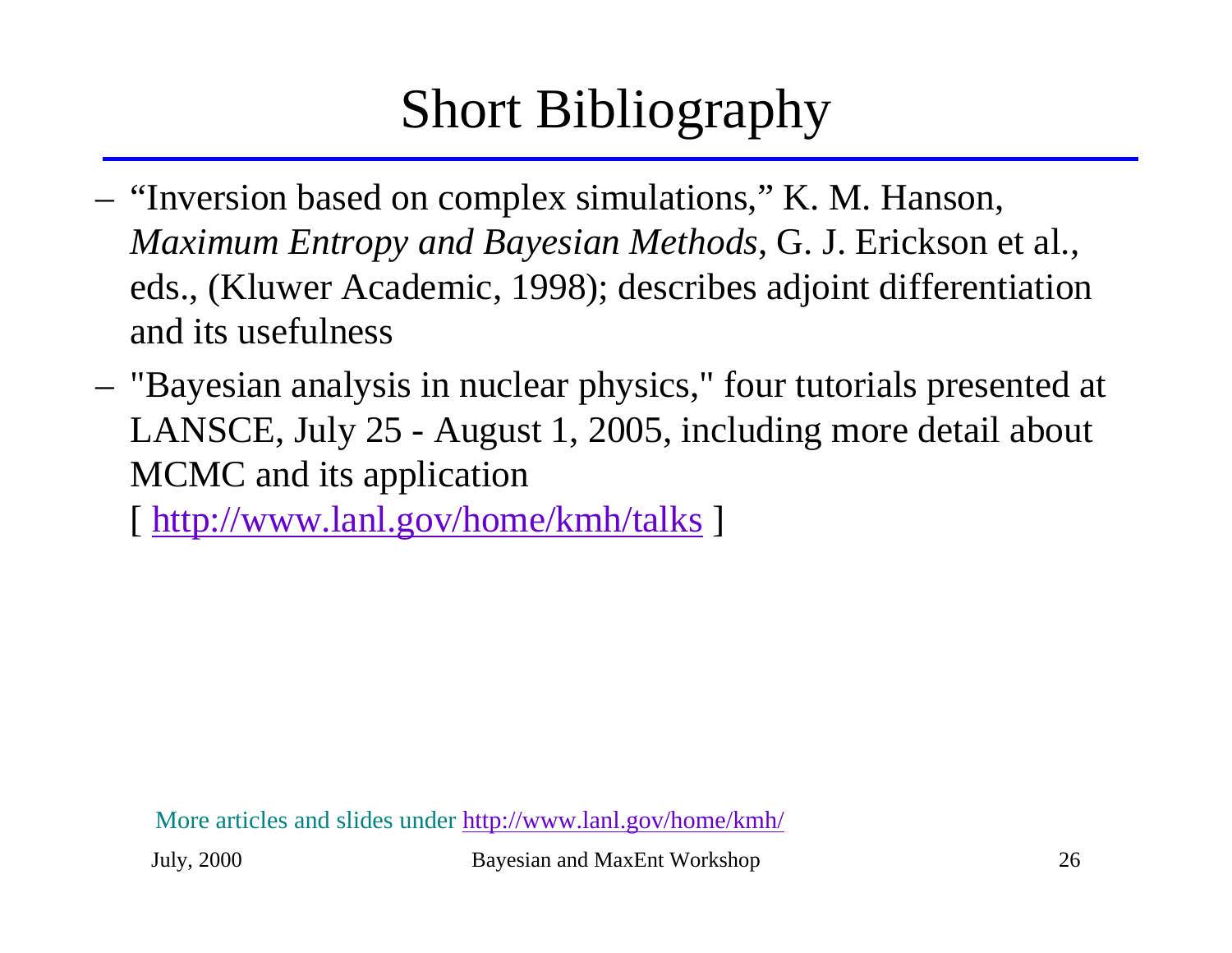# Short Bibliography

- "Inversion based on complex simulations," K. M. Hanson, *Maximum Entropy and Bayesian Methods*, G. J. Erickson et al., eds., (Kluwer Academic, 1998); describes adjoint differentiation and its usefulness
- "Bayesian analysis in nuclear physics," four tutorials presented at LANSCE, July 25 - August 1, 2005, including more detail about MCMC and its application
  [ http://www.lanl.gov/home/kmh/talks ]

More articles and slides under http://www.lanl.gov/home/kmh/